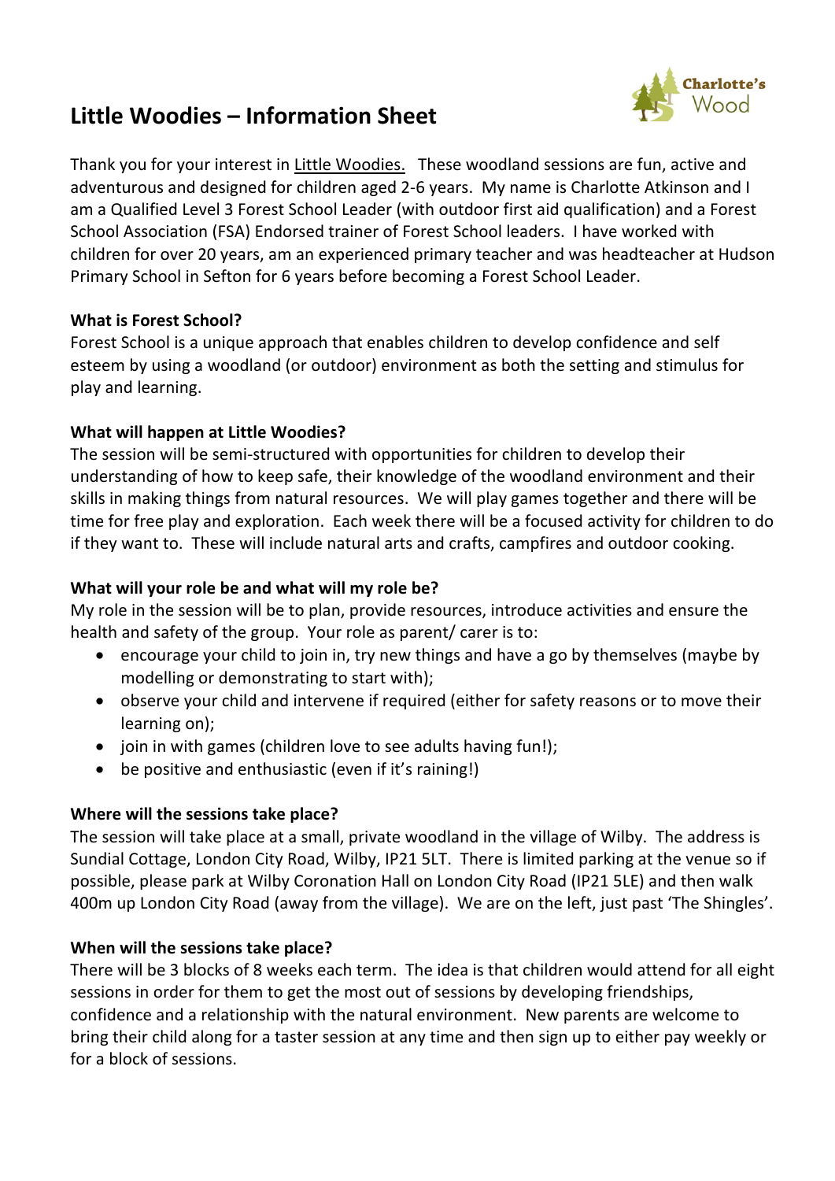# Little Woodies – Information Sheet

Charlotte's Wood

Thank you for your interest in Little Woodies. These woodland sessions are fun, active and adventurous and designed for children aged 2-6 years. My name is Charlotte Atkinson and I am a Qualified Level 3 Forest School Leader (with outdoor first aid qualification) and a Forest School Association (FSA) Endorsed trainer of Forest School leaders. I have worked with children for over 20 years, am an experienced primary teacher and was headteacher at Hudson Primary School in Sefton for 6 years before becoming a Forest School Leader.

**What is Forest School?**

Forest School is a unique approach that enables children to develop confidence and self esteem by using a woodland (or outdoor) environment as both the setting and stimulus for play and learning.

**What will happen at Little Woodies?**

The session will be semi-structured with opportunities for children to develop their understanding of how to keep safe, their knowledge of the woodland environment and their skills in making things from natural resources. We will play games together and there will be time for free play and exploration. Each week there will be a focused activity for children to do if they want to. These will include natural arts and crafts, campfires and outdoor cooking.

**What will your role be and what will my role be?**

My role in the session will be to plan, provide resources, introduce activities and ensure the health and safety of the group. Your role as parent/ carer is to:

- encourage your child to join in, try new things and have a go by themselves (maybe by modelling or demonstrating to start with);
- observe your child and intervene if required (either for safety reasons or to move their learning on);
- join in with games (children love to see adults having fun!);
- be positive and enthusiastic (even if it's raining!)

**Where will the sessions take place?**

The session will take place at a small, private woodland in the village of Wilby. The address is Sundial Cottage, London City Road, Wilby, IP21 5LT. There is limited parking at the venue so if possible, please park at Wilby Coronation Hall on London City Road (IP21 5LE) and then walk 400m up London City Road (away from the village). We are on the left, just past 'The Shingles'.

**When will the sessions take place?**

There will be 3 blocks of 8 weeks each term. The idea is that children would attend for all eight sessions in order for them to get the most out of sessions by developing friendships, confidence and a relationship with the natural environment. New parents are welcome to bring their child along for a taster session at any time and then sign up to either pay weekly or for a block of sessions.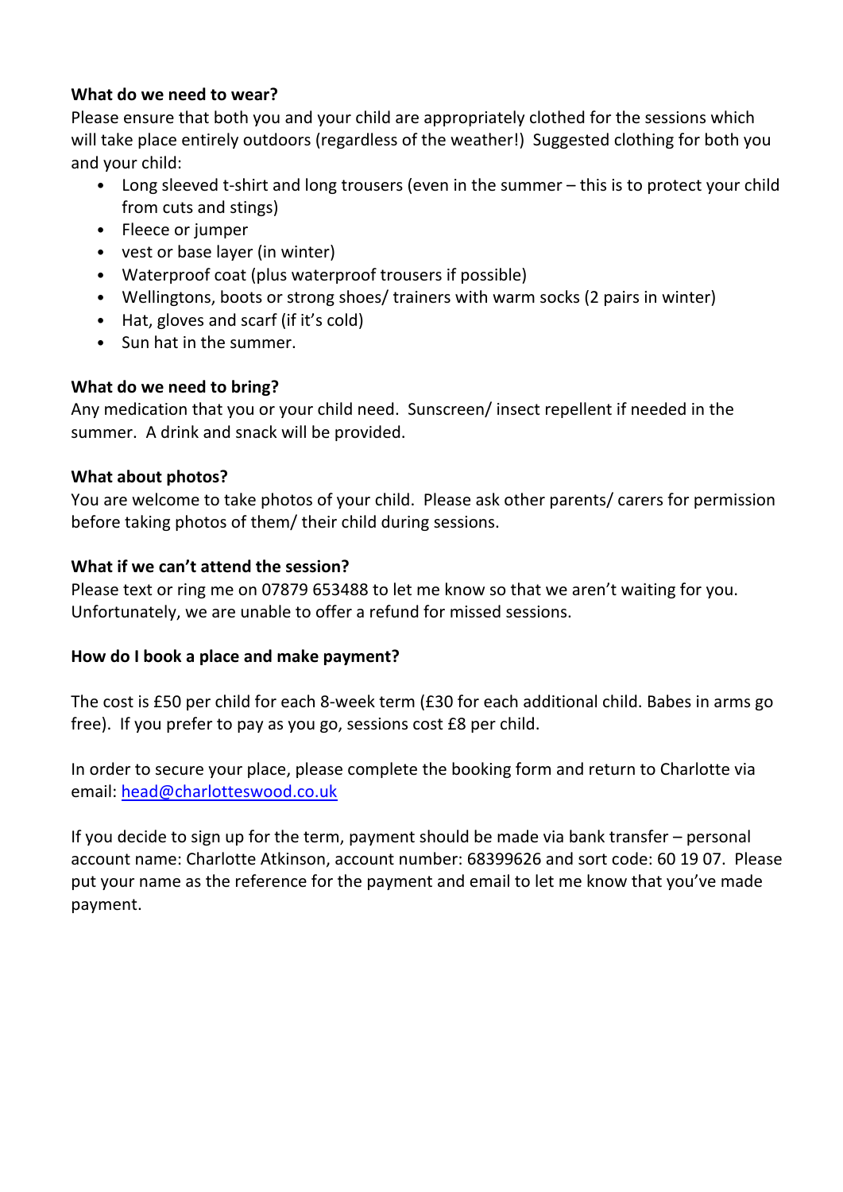**What do we need to wear?**

Please ensure that both you and your child are appropriately clothed for the sessions which will take place entirely outdoors (regardless of the weather!) Suggested clothing for both you and your child:

- Long sleeved t-shirt and long trousers (even in the summer – this is to protect your child from cuts and stings)
- Fleece or jumper
- vest or base layer (in winter)
- Waterproof coat (plus waterproof trousers if possible)
- Wellingtons, boots or strong shoes/ trainers with warm socks (2 pairs in winter)
- Hat, gloves and scarf (if it's cold)
- Sun hat in the summer.

**What do we need to bring?**

Any medication that you or your child need. Sunscreen/ insect repellent if needed in the summer. A drink and snack will be provided.

**What about photos?**

You are welcome to take photos of your child. Please ask other parents/ carers for permission before taking photos of them/ their child during sessions.

**What if we can't attend the session?**

Please text or ring me on 07879 653488 to let me know so that we aren't waiting for you. Unfortunately, we are unable to offer a refund for missed sessions.

**How do I book a place and make payment?**

The cost is £50 per child for each 8-week term (£30 for each additional child. Babes in arms go free). If you prefer to pay as you go, sessions cost £8 per child.

In order to secure your place, please complete the booking form and return to Charlotte via email: head@charlotteswood.co.uk

If you decide to sign up for the term, payment should be made via bank transfer – personal account name: Charlotte Atkinson, account number: 68399626 and sort code: 60 19 07. Please put your name as the reference for the payment and email to let me know that you've made payment.